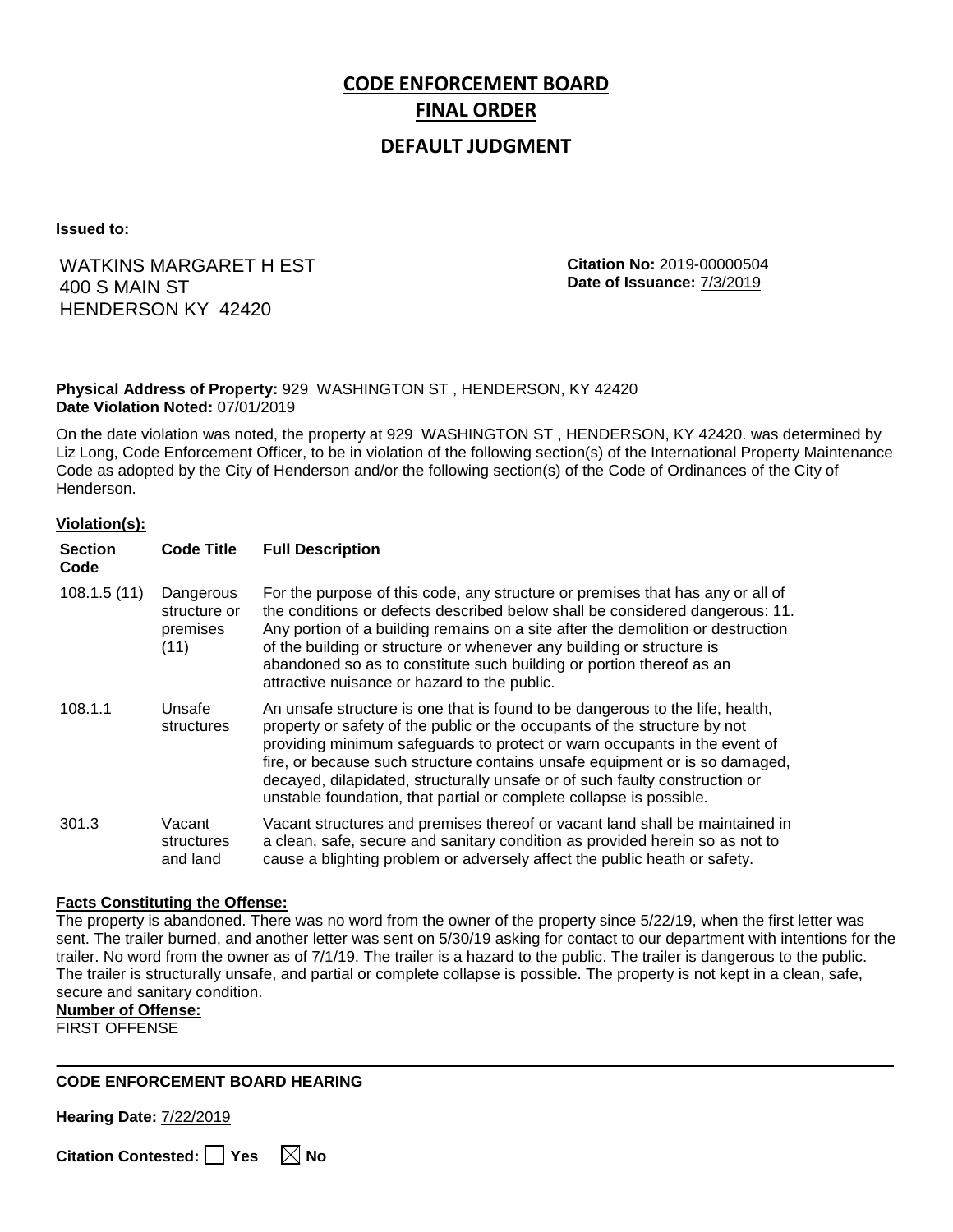# CODE ENFORCEMENT BOARD
## FINAL ORDER
### DEFAULT JUDGMENT

**Issued to:**

WATKINS MARGARET H EST
400 S MAIN ST
HENDERSON KY 42420

**Citation No:** 2019-00000504
**Date of Issuance:** 7/3/2019

**Physical Address of Property:** 929 WASHINGTON ST , HENDERSON, KY 42420
**Date Violation Noted:** 07/01/2019

On the date violation was noted, the property at 929 WASHINGTON ST , HENDERSON, KY 42420. was determined by Liz Long, Code Enforcement Officer, to be in violation of the following section(s) of the International Property Maintenance Code as adopted by the City of Henderson and/or the following section(s) of the Code of Ordinances of the City of Henderson.

**Violation(s):**

| Section Code | Code Title | Full Description |
| --- | --- | --- |
| 108.1.5 (11) | Dangerous structure or premises (11) | For the purpose of this code, any structure or premises that has any or all of the conditions or defects described below shall be considered dangerous: 11. Any portion of a building remains on a site after the demolition or destruction of the building or structure or whenever any building or structure is abandoned so as to constitute such building or portion thereof as an attractive nuisance or hazard to the public. |
| 108.1.1 | Unsafe structures | An unsafe structure is one that is found to be dangerous to the life, health, property or safety of the public or the occupants of the structure by not providing minimum safeguards to protect or warn occupants in the event of fire, or because such structure contains unsafe equipment or is so damaged, decayed, dilapidated, structurally unsafe or of such faulty construction or unstable foundation, that partial or complete collapse is possible. |
| 301.3 | Vacant structures and land | Vacant structures and premises thereof or vacant land shall be maintained in a clean, safe, secure and sanitary condition as provided herein so as not to cause a blighting problem or adversely affect the public heath or safety. |

**Facts Constituting the Offense:**
The property is abandoned. There was no word from the owner of the property since 5/22/19, when the first letter was sent. The trailer burned, and another letter was sent on 5/30/19 asking for contact to our department with intentions for the trailer. No word from the owner as of 7/1/19. The trailer is a hazard to the public. The trailer is dangerous to the public. The trailer is structurally unsafe, and partial or complete collapse is possible. The property is not kept in a clean, safe, secure and sanitary condition.

**Number of Offense:**
FIRST OFFENSE

---

**CODE ENFORCEMENT BOARD HEARING**

**Hearing Date:** 7/22/2019

**Citation Contested:** ☐ Yes ☒ No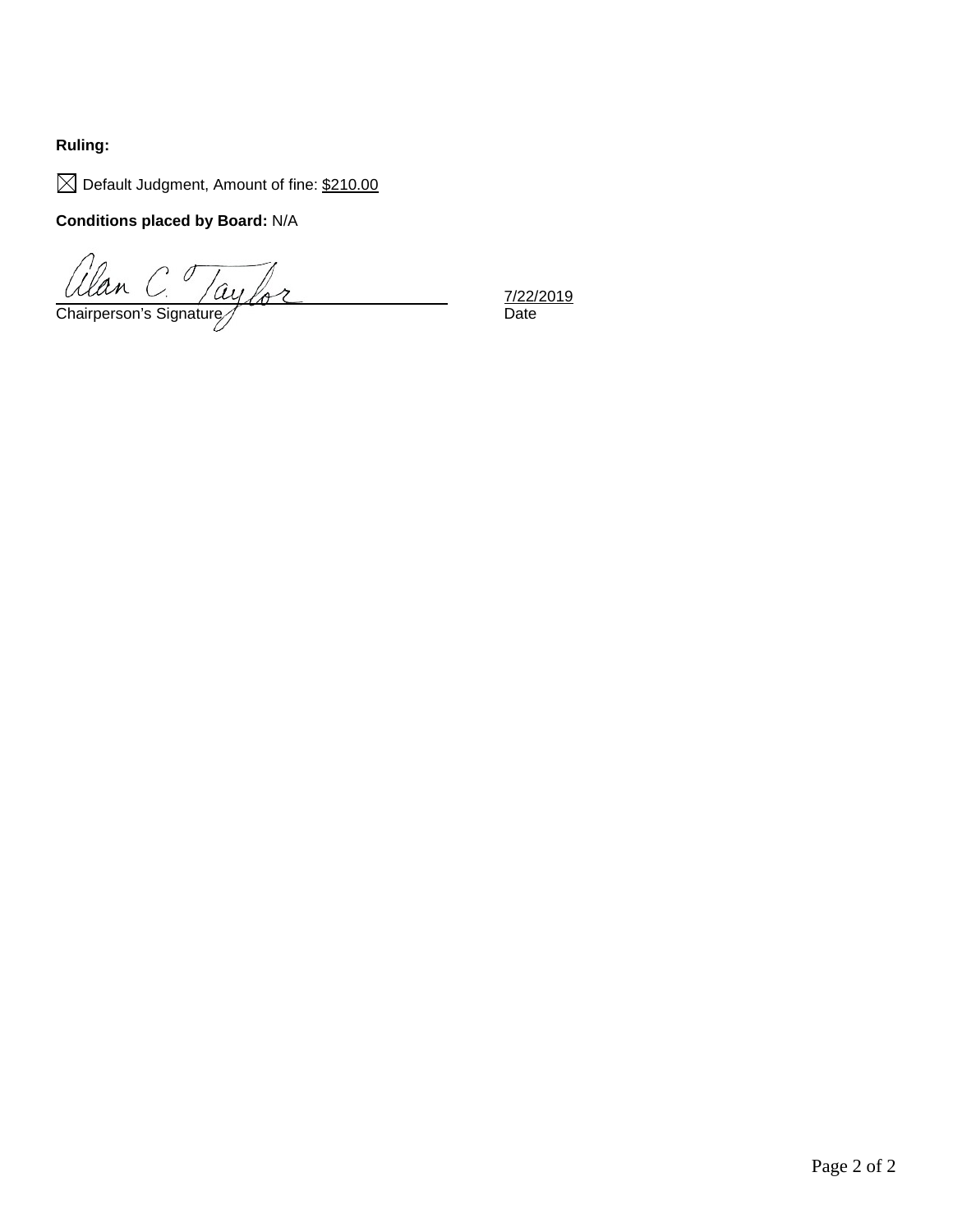**Ruling:**

☒ Default Judgment, Amount of fine: $210.00

**Conditions placed by Board:** N/A

Alan C. Taylor
Chairperson's Signature

7/22/2019
Date